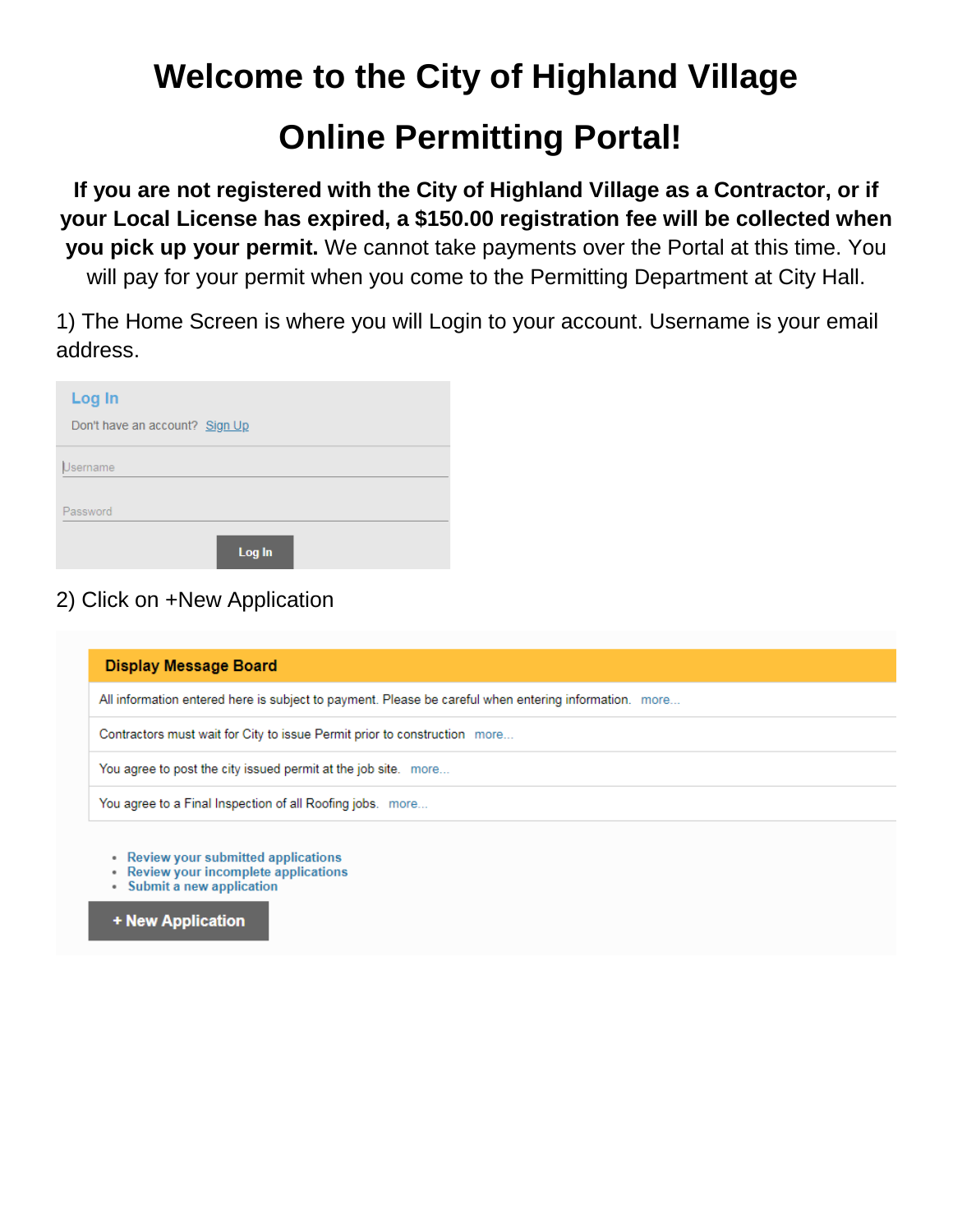# Welcome to the City of Highland Village

# Online Permitting Portal!

**If you are not registered with the City of Highland Village as a Contractor, or if your Local License has expired, a $150.00 registration fee will be collected when you pick up your permit.** We cannot take payments over the Portal at this time. You will pay for your permit when you come to the Permitting Department at City Hall.

1) The Home Screen is where you will Login to your account. Username is your email address.

**Log In**

Don't have an account? Sign Up

Username

Password

Log In

2) Click on +New Application

**Display Message Board**

All information entered here is subject to payment. Please be careful when entering information. more...

Contractors must wait for City to issue Permit prior to construction more...

You agree to post the city issued permit at the job site. more...

You agree to a Final Inspection of all Roofing jobs. more...

- Review your submitted applications
- Review your incomplete applications
- Submit a new application

+ New Application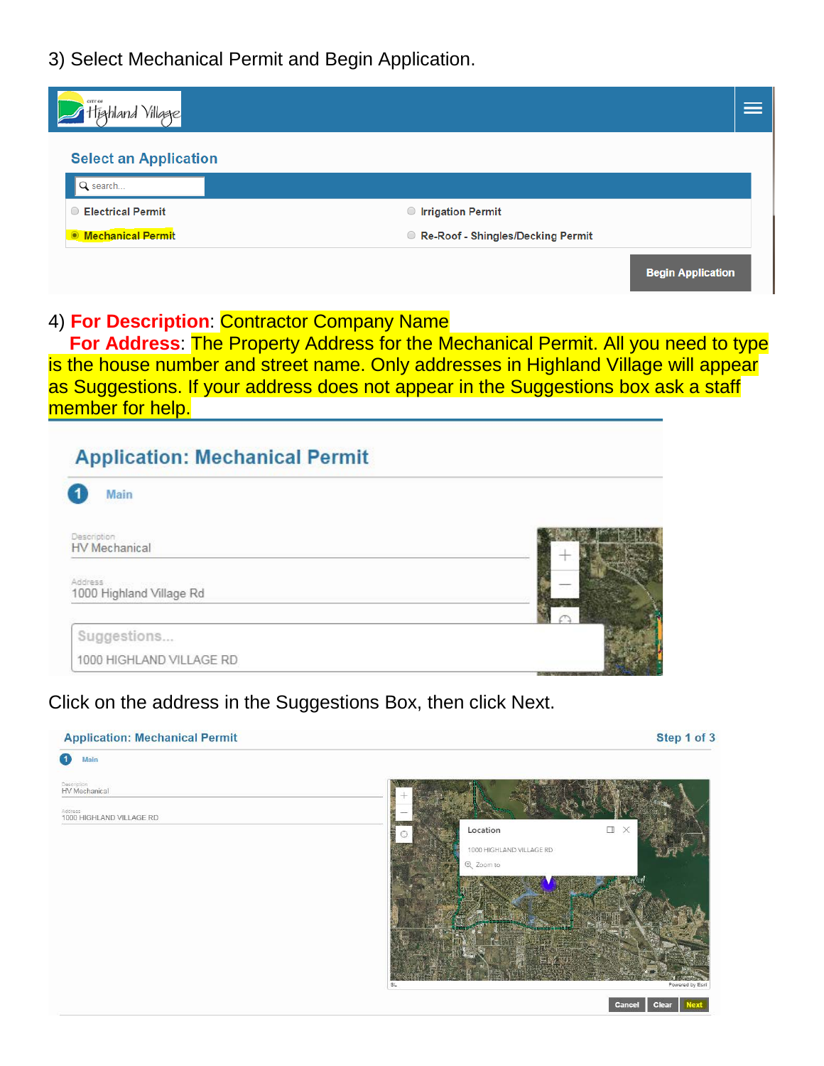3) Select Mechanical Permit and Begin Application.

Select an Application

search...

- Electrical Permit
- Irrigation Permit
- Mechanical Permit
- Re-Roof - Shingles/Decking Permit

Begin Application

4) **For Description**: Contractor Company Name

**For Address**: The Property Address for the Mechanical Permit. All you need to type is the house number and street name. Only addresses in Highland Village will appear as Suggestions. If your address does not appear in the Suggestions box ask a staff member for help.

Application: Mechanical Permit

1 Main

Description
HV Mechanical

Address
1000 Highland Village Rd

Suggestions...
1000 HIGHLAND VILLAGE RD

Click on the address in the Suggestions Box, then click Next.

Application: Mechanical Permit    Step 1 of 3

1 Main

Description
HV Mechanical

Address
1000 HIGHLAND VILLAGE RD

Location
1000 HIGHLAND VILLAGE RD
Zoom to

Cancel  Clear  Next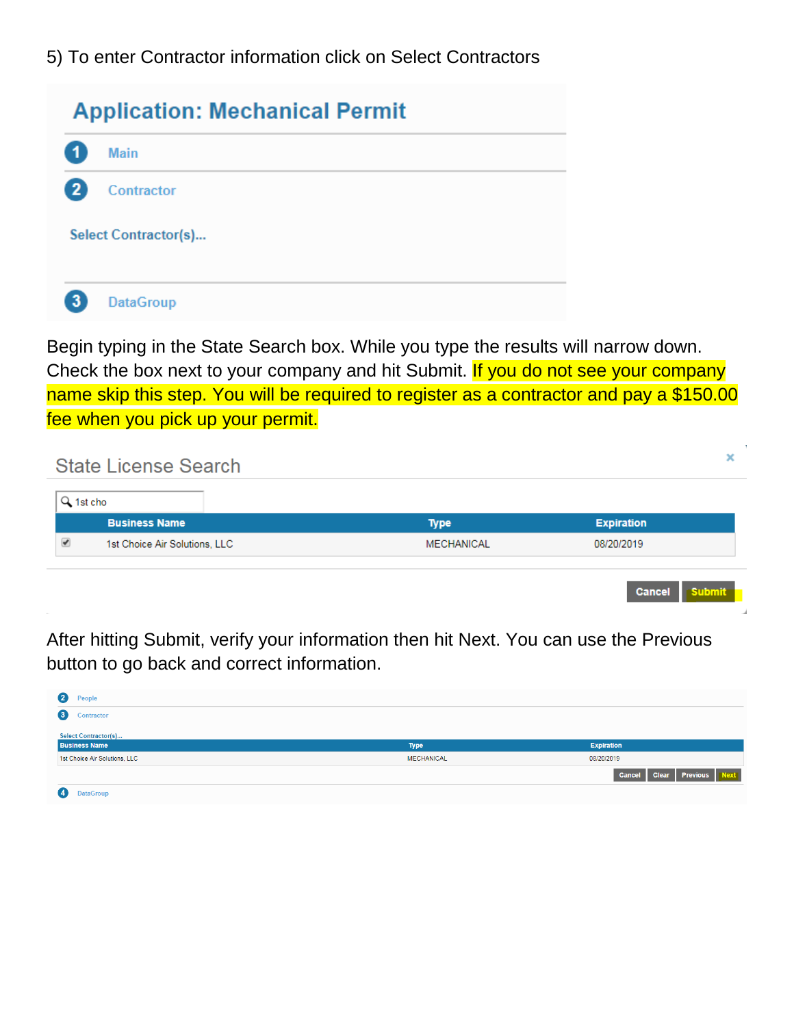5) To enter Contractor information click on Select Contractors

**Application: Mechanical Permit**

1 Main

2 Contractor

Select Contractor(s)...

3 DataGroup

Begin typing in the State Search box. While you type the results will narrow down. Check the box next to your company and hit Submit. If you do not see your company name skip this step. You will be required to register as a contractor and pay a $150.00 fee when you pick up your permit.

State License Search

1st cho

| | Business Name | Type | Expiration |
|---|---|---|---|
| ☑ | 1st Choice Air Solutions, LLC | MECHANICAL | 08/20/2019 |

Cancel Submit

After hitting Submit, verify your information then hit Next. You can use the Previous button to go back and correct information.

2 People

3 Contractor

Select Contractor(s)...

| Business Name | Type | Expiration |
|---|---|---|
| 1st Choice Air Solutions, LLC | MECHANICAL | 08/20/2019 |

Cancel Clear Previous Next

4 DataGroup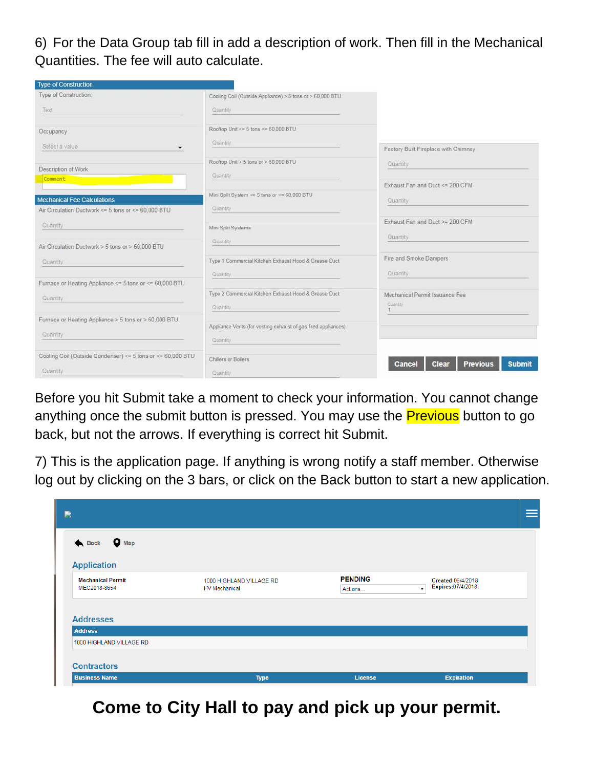6) For the Data Group tab fill in add a description of work. Then fill in the Mechanical Quantities. The fee will auto calculate.

Type of Construction

Type of Construction:

Text

Occupancy

Select a value

Description of Work

Comment

Mechanical Fee Calculations

Air Circulation Ductwork <= 5 tons or <= 60,000 BTU

Quantity

Air Circulation Ductwork > 5 tons or > 60,000 BTU

Quantity

Furnace or Heating Appliance <= 5 tons or <= 60,000 BTU

Quantity

Furnace or Heating Appliance > 5 tons or > 60,000 BTU

Quantity

Cooling Coil (Outside Condenser) <= 5 tons or <= 60,000 BTU

Quantity

Cooling Coil (Outside Appliance) > 5 tons or > 60,000 BTU

Quantity

Rooftop Unit <= 5 tons <= 60,000 BTU

Quantity

Rooftop Unit > 5 tons or > 60,000 BTU

Quantity

Mini Split System <= 5 tons or <= 60,000 BTU

Quantity

Mini Split Systems

Quantity

Type 1 Commercial Kitchen Exhaust Hood & Grease Duct

Quantity

Type 2 Commercial Kitchen Exhaust Hood & Grease Duct

Quantity

Appliance Vents (for venting exhaust of gas fired appliances)

Quantity

Chillers or Boilers

Quantity

Factory Built Fireplace with Chimney

Quantity

Exhaust Fan and Duct <= 200 CFM

Quantity

Exhaust Fan and Duct >= 200 CFM

Quantity

Fire and Smoke Dampers

Quantity

Mechanical Permit Issuance Fee

Quantity

1

Cancel Clear Previous Submit

Before you hit Submit take a moment to check your information. You cannot change anything once the submit button is pressed. You may use the Previous button to go back, but not the arrows. If everything is correct hit Submit.

7) This is the application page. If anything is wrong notify a staff member. Otherwise log out by clicking on the 3 bars, or click on the Back button to start a new application.

Back Map

Application

| | | | |
|---|---|---|---|
| Mechanical Permit<br>MEC2018-8654 | 1000 HIGHLAND VILLAGE RD<br>HV Mechanical | PENDING<br>Actions... | Created:06/4/2018<br>Expires:07/4/2018 |

Addresses

| Address |
|---|
| 1000 HIGHLAND VILLAGE RD |

Contractors

| Business Name | Type | License | Expiration |
|---|---|---|---|

**Come to City Hall to pay and pick up your permit.**